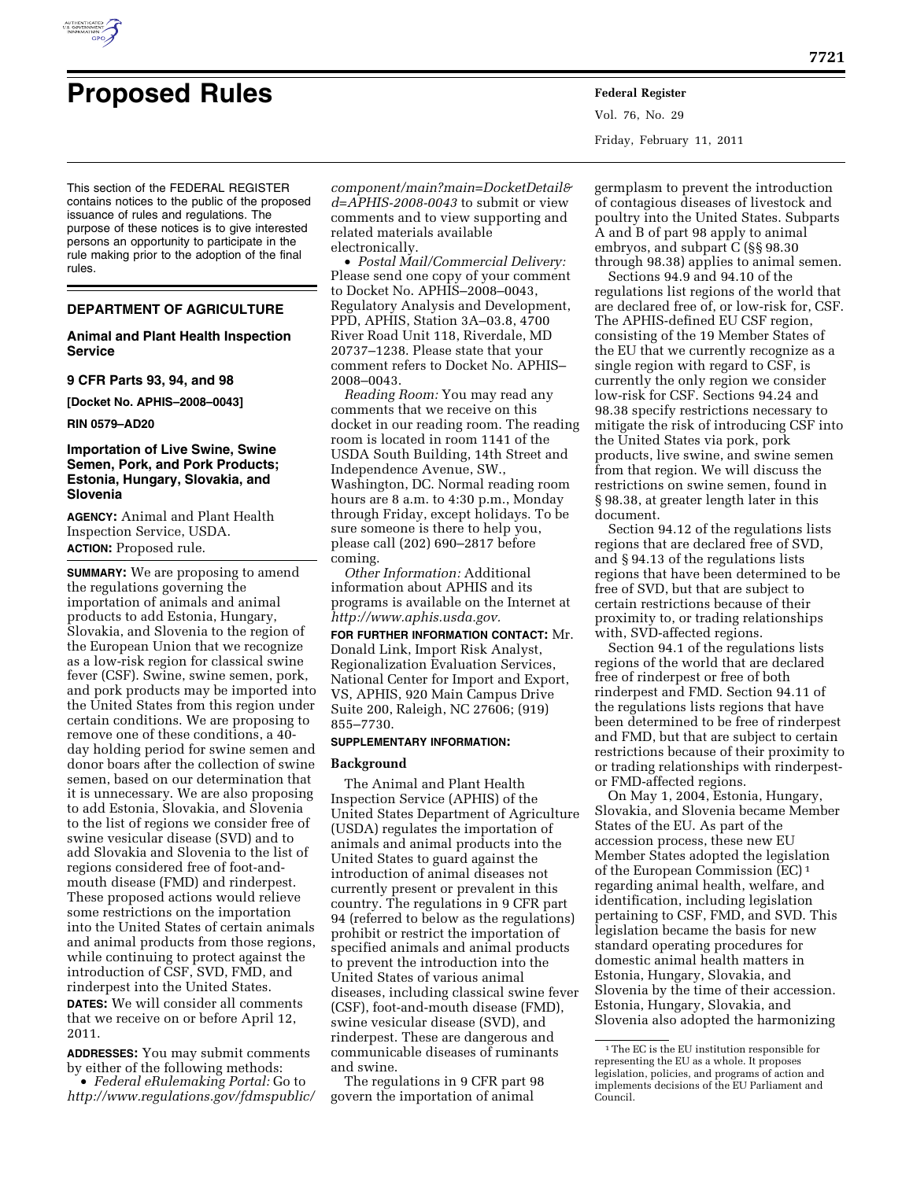# Proposed Rules

This section of the FEDERAL REGISTER contains notices to the public of the proposed issuance of rules and regulations. The purpose of these notices is to give interested persons an opportunity to participate in the rule making prior to the adoption of the final rules.

## DEPARTMENT OF AGRICULTURE

### Animal and Plant Health Inspection Service

### 9 CFR Parts 93, 94, and 98

**[Docket No. APHIS–2008–0043]**

**RIN 0579–AD20**

### Importation of Live Swine, Swine Semen, Pork, and Pork Products; Estonia, Hungary, Slovakia, and Slovenia

**AGENCY:** Animal and Plant Health Inspection Service, USDA.

**ACTION:** Proposed rule.

**SUMMARY:** We are proposing to amend the regulations governing the importation of animals and animal products to add Estonia, Hungary, Slovakia, and Slovenia to the region of the European Union that we recognize as a low-risk region for classical swine fever (CSF). Swine, swine semen, pork, and pork products may be imported into the United States from this region under certain conditions. We are proposing to remove one of these conditions, a 40-day holding period for swine semen and donor boars after the collection of swine semen, based on our determination that it is unnecessary. We are also proposing to add Estonia, Slovakia, and Slovenia to the list of regions we consider free of swine vesicular disease (SVD) and to add Slovakia and Slovenia to the list of regions considered free of foot-and-mouth disease (FMD) and rinderpest. These proposed actions would relieve some restrictions on the importation into the United States of certain animals and animal products from those regions, while continuing to protect against the introduction of CSF, SVD, FMD, and rinderpest into the United States.

**DATES:** We will consider all comments that we receive on or before April 12, 2011.

**ADDRESSES:** You may submit comments by either of the following methods:

- *Federal eRulemaking Portal:* Go to *http://www.regulations.gov/fdmspublic/component/main?main=DocketDetail&d=APHIS-2008-0043* to submit or view comments and to view supporting and related materials available electronically.
- *Postal Mail/Commercial Delivery:* Please send one copy of your comment to Docket No. APHIS–2008–0043, Regulatory Analysis and Development, PPD, APHIS, Station 3A–03.8, 4700 River Road Unit 118, Riverdale, MD 20737–1238. Please state that your comment refers to Docket No. APHIS–2008–0043.

*Reading Room:* You may read any comments that we receive on this docket in our reading room. The reading room is located in room 1141 of the USDA South Building, 14th Street and Independence Avenue, SW., Washington, DC. Normal reading room hours are 8 a.m. to 4:30 p.m., Monday through Friday, except holidays. To be sure someone is there to help you, please call (202) 690–2817 before coming.

*Other Information:* Additional information about APHIS and its programs is available on the Internet at *http://www.aphis.usda.gov*.

**FOR FURTHER INFORMATION CONTACT:** Mr. Donald Link, Import Risk Analyst, Regionalization Evaluation Services, National Center for Import and Export, VS, APHIS, 920 Main Campus Drive Suite 200, Raleigh, NC 27606; (919) 855–7730.

**SUPPLEMENTARY INFORMATION:**

## Background

The Animal and Plant Health Inspection Service (APHIS) of the United States Department of Agriculture (USDA) regulates the importation of animals and animal products into the United States to guard against the introduction of animal diseases not currently present or prevalent in this country. The regulations in 9 CFR part 94 (referred to below as the regulations) prohibit or restrict the importation of specified animals and animal products to prevent the introduction into the United States of various animal diseases, including classical swine fever (CSF), foot-and-mouth disease (FMD), swine vesicular disease (SVD), and rinderpest. These are dangerous and communicable diseases of ruminants and swine.

The regulations in 9 CFR part 98 govern the importation of animal germplasm to prevent the introduction of contagious diseases of livestock and poultry into the United States. Subparts A and B of part 98 apply to animal embryos, and subpart C (§§ 98.30 through 98.38) applies to animal semen.

Sections 94.9 and 94.10 of the regulations list regions of the world that are declared free of, or low-risk for, CSF. The APHIS-defined EU CSF region, consisting of the 19 Member States of the EU that we currently recognize as a single region with regard to CSF, is currently the only region we consider low-risk for CSF. Sections 94.24 and 98.38 specify restrictions necessary to mitigate the risk of introducing CSF into the United States via pork, pork products, live swine, and swine semen from that region. We will discuss the restrictions on swine semen, found in § 98.38, at greater length later in this document.

Section 94.12 of the regulations lists regions that are declared free of SVD, and § 94.13 of the regulations lists regions that have been determined to be free of SVD, but that are subject to certain restrictions because of their proximity to, or trading relationships with, SVD-affected regions.

Section 94.1 of the regulations lists regions of the world that are declared free of rinderpest or free of both rinderpest and FMD. Section 94.11 of the regulations lists regions that have been determined to be free of rinderpest and FMD, but that are subject to certain restrictions because of their proximity to or trading relationships with rinderpest- or FMD-affected regions.

On May 1, 2004, Estonia, Hungary, Slovakia, and Slovenia became Member States of the EU. As part of the accession process, these new EU Member States adopted the legislation of the European Commission (EC) [1] regarding animal health, welfare, and identification, including legislation pertaining to CSF, FMD, and SVD. This legislation became the basis for new standard operating procedures for domestic animal health matters in Estonia, Hungary, Slovakia, and Slovenia by the time of their accession. Estonia, Hungary, Slovakia, and Slovenia also adopted the harmonizing

[1] The EC is the EU institution responsible for representing the EU as a whole. It proposes legislation, policies, and programs of action and implements decisions of the EU Parliament and Council.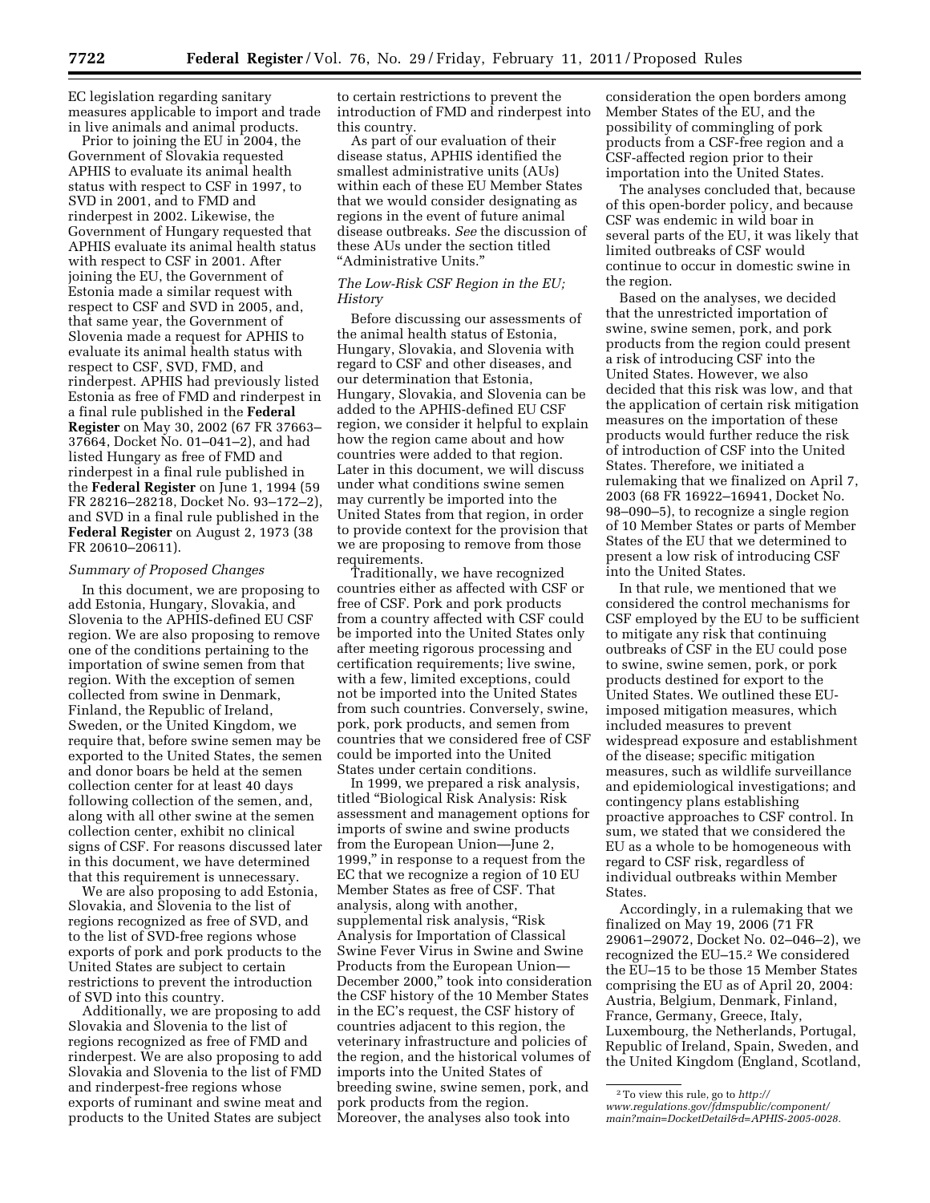EC legislation regarding sanitary measures applicable to import and trade in live animals and animal products.

Prior to joining the EU in 2004, the Government of Slovakia requested APHIS to evaluate its animal health status with respect to CSF in 1997, to SVD in 2001, and to FMD and rinderpest in 2002. Likewise, the Government of Hungary requested that APHIS evaluate its animal health status with respect to CSF in 2001. After joining the EU, the Government of Estonia made a similar request with respect to CSF and SVD in 2005, and, that same year, the Government of Slovenia made a request for APHIS to evaluate its animal health status with respect to CSF, SVD, FMD, and rinderpest. APHIS had previously listed Estonia as free of FMD and rinderpest in a final rule published in the **Federal Register** on May 30, 2002 (67 FR 37663–37664, Docket No. 01–041–2), and had listed Hungary as free of FMD and rinderpest in a final rule published in the **Federal Register** on June 1, 1994 (59 FR 28216–28218, Docket No. 93–172–2), and SVD in a final rule published in the **Federal Register** on August 2, 1973 (38 FR 20610–20611).

*Summary of Proposed Changes*

In this document, we are proposing to add Estonia, Hungary, Slovakia, and Slovenia to the APHIS-defined EU CSF region. We are also proposing to remove one of the conditions pertaining to the importation of swine semen from that region. With the exception of semen collected from swine in Denmark, Finland, the Republic of Ireland, Sweden, or the United Kingdom, we require that, before swine semen may be exported to the United States, the semen and donor boars be held at the semen collection center for at least 40 days following collection of the semen, and, along with all other swine at the semen collection center, exhibit no clinical signs of CSF. For reasons discussed later in this document, we have determined that this requirement is unnecessary.

We are also proposing to add Estonia, Slovakia, and Slovenia to the list of regions recognized as free of SVD, and to the list of SVD-free regions whose exports of pork and pork products to the United States are subject to certain restrictions to prevent the introduction of SVD into this country.

Additionally, we are proposing to add Slovakia and Slovenia to the list of regions recognized as free of FMD and rinderpest. We are also proposing to add Slovakia and Slovenia to the list of FMD and rinderpest-free regions whose exports of ruminant and swine meat and products to the United States are subject to certain restrictions to prevent the introduction of FMD and rinderpest into this country.

As part of our evaluation of their disease status, APHIS identified the smallest administrative units (AUs) within each of these EU Member States that we would consider designating as regions in the event of future animal disease outbreaks. *See* the discussion of these AUs under the section titled "Administrative Units."

*The Low-Risk CSF Region in the EU; History*

Before discussing our assessments of the animal health status of Estonia, Hungary, Slovakia, and Slovenia with regard to CSF and other diseases, and our determination that Estonia, Hungary, Slovakia, and Slovenia can be added to the APHIS-defined EU CSF region, we consider it helpful to explain how the region came about and how countries were added to that region. Later in this document, we will discuss under what conditions swine semen may currently be imported into the United States from that region, in order to provide context for the provision that we are proposing to remove from those requirements.

Traditionally, we have recognized countries either as affected with CSF or free of CSF. Pork and pork products from a country affected with CSF could be imported into the United States only after meeting rigorous processing and certification requirements; live swine, with a few, limited exceptions, could not be imported into the United States from such countries. Conversely, swine, pork, pork products, and semen from countries that we considered free of CSF could be imported into the United States under certain conditions.

In 1999, we prepared a risk analysis, titled "Biological Risk Analysis: Risk assessment and management options for imports of swine and swine products from the European Union—June 2, 1999," in response to a request from the EC that we recognize a region of 10 EU Member States as free of CSF. That analysis, along with another, supplemental risk analysis, "Risk Analysis for Importation of Classical Swine Fever Virus in Swine and Swine Products from the European Union—December 2000," took into consideration the CSF history of the 10 Member States in the EC's request, the CSF history of countries adjacent to this region, the veterinary infrastructure and policies of the region, and the historical volumes of imports into the United States of breeding swine, swine semen, pork, and pork products from the region. Moreover, the analyses also took into consideration the open borders among Member States of the EU, and the possibility of commingling of pork products from a CSF-free region and a CSF-affected region prior to their importation into the United States.

The analyses concluded that, because of this open-border policy, and because CSF was endemic in wild boar in several parts of the EU, it was likely that limited outbreaks of CSF would continue to occur in domestic swine in the region.

Based on the analyses, we decided that the unrestricted importation of swine, swine semen, pork, and pork products from the region could present a risk of introducing CSF into the United States. However, we also decided that this risk was low, and that the application of certain risk mitigation measures on the importation of these products would further reduce the risk of introduction of CSF into the United States. Therefore, we initiated a rulemaking that we finalized on April 7, 2003 (68 FR 16922–16941, Docket No. 98–090–5), to recognize a single region of 10 Member States or parts of Member States of the EU that we determined to present a low risk of introducing CSF into the United States.

In that rule, we mentioned that we considered the control mechanisms for CSF employed by the EU to be sufficient to mitigate any risk that continuing outbreaks of CSF in the EU could pose to swine, swine semen, pork, or pork products destined for export to the United States. We outlined these EU-imposed mitigation measures, which included measures to prevent widespread exposure and establishment of the disease; specific mitigation measures, such as wildlife surveillance and epidemiological investigations; and contingency plans establishing proactive approaches to CSF control. In sum, we stated that we considered the EU as a whole to be homogeneous with regard to CSF risk, regardless of individual outbreaks within Member States.

Accordingly, in a rulemaking that we finalized on May 19, 2006 (71 FR 29061–29072, Docket No. 02–046–2), we recognized the EU–15.[2] We considered the EU–15 to be those 15 Member States comprising the EU as of April 20, 2004: Austria, Belgium, Denmark, Finland, France, Germany, Greece, Italy, Luxembourg, the Netherlands, Portugal, Republic of Ireland, Spain, Sweden, and the United Kingdom (England, Scotland,

[2] To view this rule, go to *http://www.regulations.gov/fdmspublic/component/main?main=DocketDetail&d=APHIS-2005-0028.*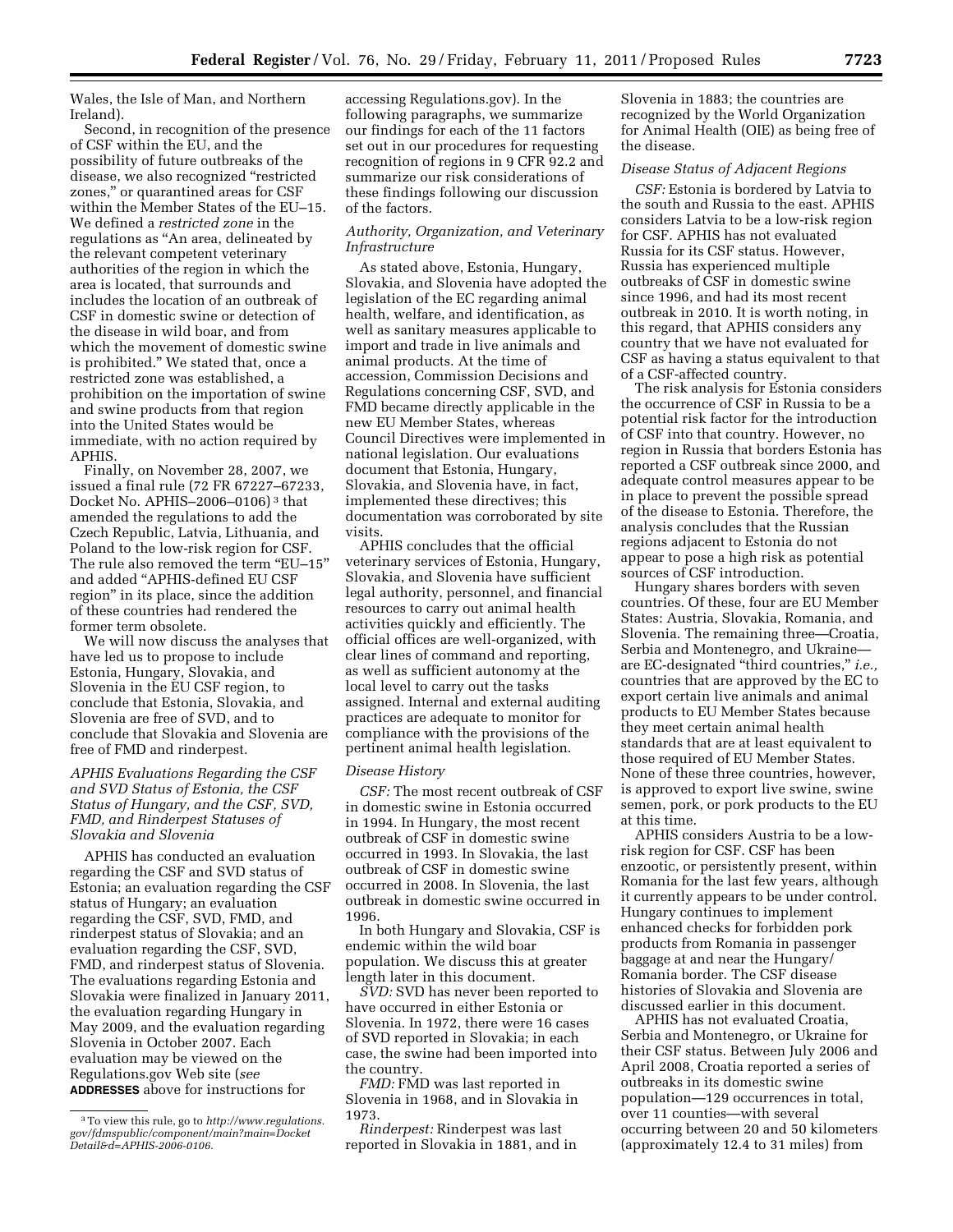Wales, the Isle of Man, and Northern Ireland).

Second, in recognition of the presence of CSF within the EU, and the possibility of future outbreaks of the disease, we also recognized "restricted zones," or quarantined areas for CSF within the Member States of the EU–15. We defined a *restricted zone* in the regulations as "An area, delineated by the relevant competent veterinary authorities of the region in which the area is located, that surrounds and includes the location of an outbreak of CSF in domestic swine or detection of the disease in wild boar, and from which the movement of domestic swine is prohibited." We stated that, once a restricted zone was established, a prohibition on the importation of swine and swine products from that region into the United States would be immediate, with no action required by APHIS.

Finally, on November 28, 2007, we issued a final rule (72 FR 67227–67233, Docket No. APHIS–2006–0106) [3] that amended the regulations to add the Czech Republic, Latvia, Lithuania, and Poland to the low-risk region for CSF. The rule also removed the term "EU–15" and added "APHIS-defined EU CSF region" in its place, since the addition of these countries had rendered the former term obsolete.

We will now discuss the analyses that have led us to propose to include Estonia, Hungary, Slovakia, and Slovenia in the EU CSF region, to conclude that Estonia, Slovakia, and Slovenia are free of SVD, and to conclude that Slovakia and Slovenia are free of FMD and rinderpest.

### *APHIS Evaluations Regarding the CSF and SVD Status of Estonia, the CSF Status of Hungary, and the CSF, SVD, FMD, and Rinderpest Statuses of Slovakia and Slovenia*

APHIS has conducted an evaluation regarding the CSF and SVD status of Estonia; an evaluation regarding the CSF status of Hungary; an evaluation regarding the CSF, SVD, FMD, and rinderpest status of Slovakia; and an evaluation regarding the CSF, SVD, FMD, and rinderpest status of Slovenia. The evaluations regarding Estonia and Slovakia were finalized in January 2011, the evaluation regarding Hungary in May 2009, and the evaluation regarding Slovenia in October 2007. Each evaluation may be viewed on the Regulations.gov Web site (*see* **ADDRESSES** above for instructions for accessing Regulations.gov). In the following paragraphs, we summarize our findings for each of the 11 factors set out in our procedures for requesting recognition of regions in 9 CFR 92.2 and summarize our risk considerations of these findings following our discussion of the factors.

### *Authority, Organization, and Veterinary Infrastructure*

As stated above, Estonia, Hungary, Slovakia, and Slovenia have adopted the legislation of the EC regarding animal health, welfare, and identification, as well as sanitary measures applicable to import and trade in live animals and animal products. At the time of accession, Commission Decisions and Regulations concerning CSF, SVD, and FMD became directly applicable in the new EU Member States, whereas Council Directives were implemented in national legislation. Our evaluations document that Estonia, Hungary, Slovakia, and Slovenia have, in fact, implemented these directives; this documentation was corroborated by site visits.

APHIS concludes that the official veterinary services of Estonia, Hungary, Slovakia, and Slovenia have sufficient legal authority, personnel, and financial resources to carry out animal health activities quickly and efficiently. The official offices are well-organized, with clear lines of command and reporting, as well as sufficient autonomy at the local level to carry out the tasks assigned. Internal and external auditing practices are adequate to monitor for compliance with the provisions of the pertinent animal health legislation.

### *Disease History*

*CSF:* The most recent outbreak of CSF in domestic swine in Estonia occurred in 1994. In Hungary, the most recent outbreak of CSF in domestic swine occurred in 1993. In Slovakia, the last outbreak of CSF in domestic swine occurred in 2008. In Slovenia, the last outbreak in domestic swine occurred in 1996.

In both Hungary and Slovakia, CSF is endemic within the wild boar population. We discuss this at greater length later in this document.

*SVD:* SVD has never been reported to have occurred in either Estonia or Slovenia. In 1972, there were 16 cases of SVD reported in Slovakia; in each case, the swine had been imported into the country.

*FMD:* FMD was last reported in Slovenia in 1968, and in Slovakia in 1973.

*Rinderpest:* Rinderpest was last reported in Slovakia in 1881, and in Slovenia in 1883; the countries are recognized by the World Organization for Animal Health (OIE) as being free of the disease.

### *Disease Status of Adjacent Regions*

*CSF:* Estonia is bordered by Latvia to the south and Russia to the east. APHIS considers Latvia to be a low-risk region for CSF. APHIS has not evaluated Russia for its CSF status. However, Russia has experienced multiple outbreaks of CSF in domestic swine since 1996, and had its most recent outbreak in 2010. It is worth noting, in this regard, that APHIS considers any country that we have not evaluated for CSF as having a status equivalent to that of a CSF-affected country.

The risk analysis for Estonia considers the occurrence of CSF in Russia to be a potential risk factor for the introduction of CSF into that country. However, no region in Russia that borders Estonia has reported a CSF outbreak since 2000, and adequate control measures appear to be in place to prevent the possible spread of the disease to Estonia. Therefore, the analysis concludes that the Russian regions adjacent to Estonia do not appear to pose a high risk as potential sources of CSF introduction.

Hungary shares borders with seven countries. Of these, four are EU Member States: Austria, Slovakia, Romania, and Slovenia. The remaining three—Croatia, Serbia and Montenegro, and Ukraine—are EC-designated "third countries," *i.e.,* countries that are approved by the EC to export certain live animals and animal products to EU Member States because they meet certain animal health standards that are at least equivalent to those required of EU Member States. None of these three countries, however, is approved to export live swine, swine semen, pork, or pork products to the EU at this time.

APHIS considers Austria to be a low-risk region for CSF. CSF has been enzootic, or persistently present, within Romania for the last few years, although it currently appears to be under control. Hungary continues to implement enhanced checks for forbidden pork products from Romania in passenger baggage at and near the Hungary/Romania border. The CSF disease histories of Slovakia and Slovenia are discussed earlier in this document.

APHIS has not evaluated Croatia, Serbia and Montenegro, or Ukraine for their CSF status. Between July 2006 and April 2008, Croatia reported a series of outbreaks in its domestic swine population—129 occurrences in total, over 11 counties—with several occurring between 20 and 50 kilometers (approximately 12.4 to 31 miles) from

[3] To view this rule, go to *http://www.regulations.gov/fdmspublic/component/main?main=DocketDetail&d=APHIS-2006-0106.*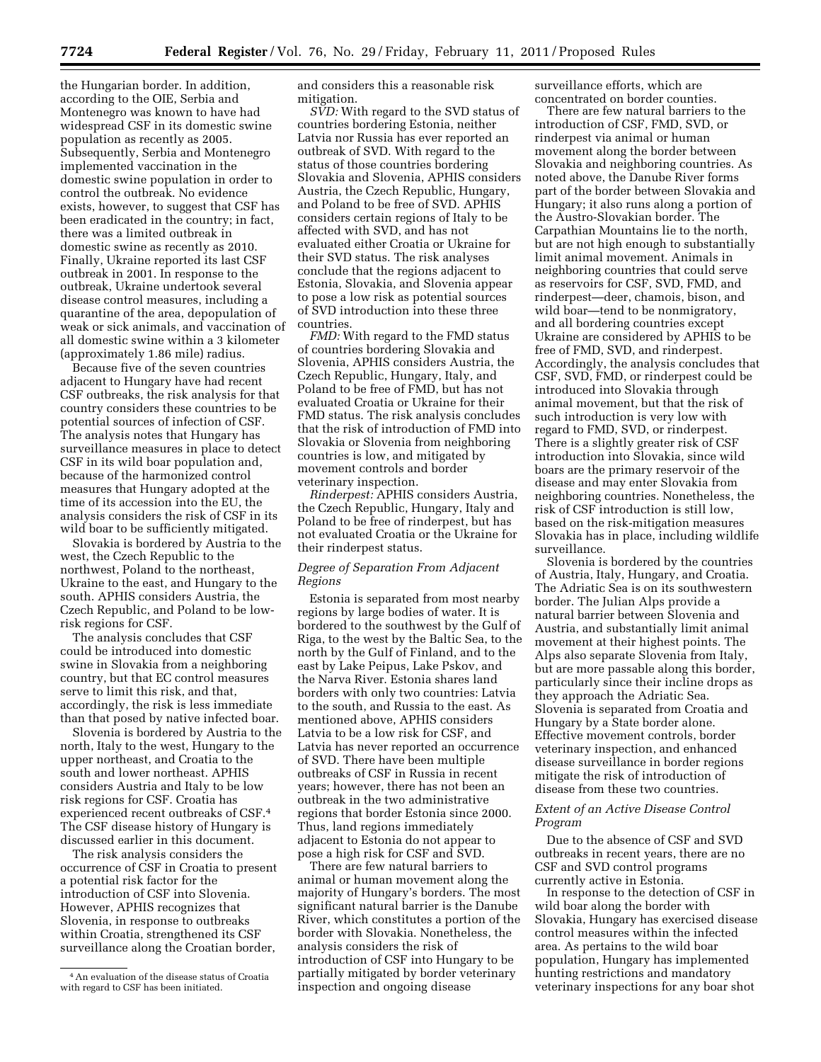the Hungarian border. In addition, according to the OIE, Serbia and Montenegro was known to have had widespread CSF in its domestic swine population as recently as 2005. Subsequently, Serbia and Montenegro implemented vaccination in the domestic swine population in order to control the outbreak. No evidence exists, however, to suggest that CSF has been eradicated in the country; in fact, there was a limited outbreak in domestic swine as recently as 2010. Finally, Ukraine reported its last CSF outbreak in 2001. In response to the outbreak, Ukraine undertook several disease control measures, including a quarantine of the area, depopulation of weak or sick animals, and vaccination of all domestic swine within a 3 kilometer (approximately 1.86 mile) radius.

Because five of the seven countries adjacent to Hungary have had recent CSF outbreaks, the risk analysis for that country considers these countries to be potential sources of infection of CSF. The analysis notes that Hungary has surveillance measures in place to detect CSF in its wild boar population and, because of the harmonized control measures that Hungary adopted at the time of its accession into the EU, the analysis considers the risk of CSF in its wild boar to be sufficiently mitigated.

Slovakia is bordered by Austria to the west, the Czech Republic to the northwest, Poland to the northeast, Ukraine to the east, and Hungary to the south. APHIS considers Austria, the Czech Republic, and Poland to be low-risk regions for CSF.

The analysis concludes that CSF could be introduced into domestic swine in Slovakia from a neighboring country, but that EC control measures serve to limit this risk, and that, accordingly, the risk is less immediate than that posed by native infected boar.

Slovenia is bordered by Austria to the north, Italy to the west, Hungary to the upper northeast, and Croatia to the south and lower northeast. APHIS considers Austria and Italy to be low risk regions for CSF. Croatia has experienced recent outbreaks of CSF.[4] The CSF disease history of Hungary is discussed earlier in this document.

The risk analysis considers the occurrence of CSF in Croatia to present a potential risk factor for the introduction of CSF into Slovenia. However, APHIS recognizes that Slovenia, in response to outbreaks within Croatia, strengthened its CSF surveillance along the Croatian border, and considers this a reasonable risk mitigation.

*SVD:* With regard to the SVD status of countries bordering Estonia, neither Latvia nor Russia has ever reported an outbreak of SVD. With regard to the status of those countries bordering Slovakia and Slovenia, APHIS considers Austria, the Czech Republic, Hungary, and Poland to be free of SVD. APHIS considers certain regions of Italy to be affected with SVD, and has not evaluated either Croatia or Ukraine for their SVD status. The risk analyses conclude that the regions adjacent to Estonia, Slovakia, and Slovenia appear to pose a low risk as potential sources of SVD introduction into these three countries.

*FMD:* With regard to the FMD status of countries bordering Slovakia and Slovenia, APHIS considers Austria, the Czech Republic, Hungary, Italy, and Poland to be free of FMD, but has not evaluated Croatia or Ukraine for their FMD status. The risk analysis concludes that the risk of introduction of FMD into Slovakia or Slovenia from neighboring countries is low, and mitigated by movement controls and border veterinary inspection.

*Rinderpest:* APHIS considers Austria, the Czech Republic, Hungary, Italy and Poland to be free of rinderpest, but has not evaluated Croatia or the Ukraine for their rinderpest status.

### *Degree of Separation From Adjacent Regions*

Estonia is separated from most nearby regions by large bodies of water. It is bordered to the southwest by the Gulf of Riga, to the west by the Baltic Sea, to the north by the Gulf of Finland, and to the east by Lake Peipus, Lake Pskov, and the Narva River. Estonia shares land borders with only two countries: Latvia to the south, and Russia to the east. As mentioned above, APHIS considers Latvia to be a low risk for CSF, and Latvia has never reported an occurrence of SVD. There have been multiple outbreaks of CSF in Russia in recent years; however, there has not been an outbreak in the two administrative regions that border Estonia since 2000. Thus, land regions immediately adjacent to Estonia do not appear to pose a high risk for CSF and SVD.

There are few natural barriers to animal or human movement along the majority of Hungary's borders. The most significant natural barrier is the Danube River, which constitutes a portion of the border with Slovakia. Nonetheless, the analysis considers the risk of introduction of CSF into Hungary to be partially mitigated by border veterinary inspection and ongoing disease surveillance efforts, which are concentrated on border counties.

There are few natural barriers to the introduction of CSF, FMD, SVD, or rinderpest via animal or human movement along the border between Slovakia and neighboring countries. As noted above, the Danube River forms part of the border between Slovakia and Hungary; it also runs along a portion of the Austro-Slovakian border. The Carpathian Mountains lie to the north, but are not high enough to substantially limit animal movement. Animals in neighboring countries that could serve as reservoirs for CSF, SVD, FMD, and rinderpest—deer, chamois, bison, and wild boar—tend to be nonmigratory, and all bordering countries except Ukraine are considered by APHIS to be free of FMD, SVD, and rinderpest. Accordingly, the analysis concludes that CSF, SVD, FMD, or rinderpest could be introduced into Slovakia through animal movement, but that the risk of such introduction is very low with regard to FMD, SVD, or rinderpest. There is a slightly greater risk of CSF introduction into Slovakia, since wild boars are the primary reservoir of the disease and may enter Slovakia from neighboring countries. Nonetheless, the risk of CSF introduction is still low, based on the risk-mitigation measures Slovakia has in place, including wildlife surveillance.

Slovenia is bordered by the countries of Austria, Italy, Hungary, and Croatia. The Adriatic Sea is on its southwestern border. The Julian Alps provide a natural barrier between Slovenia and Austria, and substantially limit animal movement at their highest points. The Alps also separate Slovenia from Italy, but are more passable along this border, particularly since their incline drops as they approach the Adriatic Sea. Slovenia is separated from Croatia and Hungary by a State border alone. Effective movement controls, border veterinary inspection, and enhanced disease surveillance in border regions mitigate the risk of introduction of disease from these two countries.

### *Extent of an Active Disease Control Program*

Due to the absence of CSF and SVD outbreaks in recent years, there are no CSF and SVD control programs currently active in Estonia.

In response to the detection of CSF in wild boar along the border with Slovakia, Hungary has exercised disease control measures within the infected area. As pertains to the wild boar population, Hungary has implemented hunting restrictions and mandatory veterinary inspections for any boar shot

---

[4] An evaluation of the disease status of Croatia with regard to CSF has been initiated.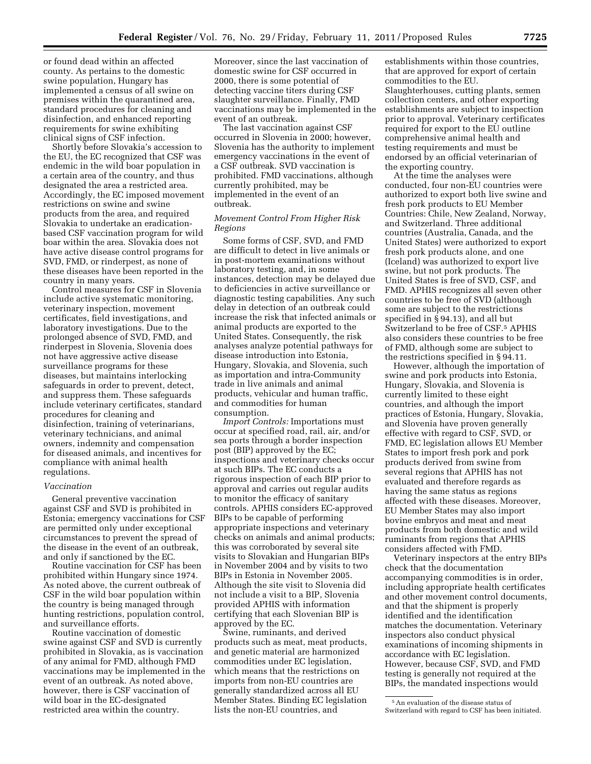or found dead within an affected county. As pertains to the domestic swine population, Hungary has implemented a census of all swine on premises within the quarantined area, standard procedures for cleaning and disinfection, and enhanced reporting requirements for swine exhibiting clinical signs of CSF infection.

Shortly before Slovakia's accession to the EU, the EC recognized that CSF was endemic in the wild boar population in a certain area of the country, and thus designated the area a restricted area. Accordingly, the EC imposed movement restrictions on swine and swine products from the area, and required Slovakia to undertake an eradication-based CSF vaccination program for wild boar within the area. Slovakia does not have active disease control programs for SVD, FMD, or rinderpest, as none of these diseases have been reported in the country in many years.

Control measures for CSF in Slovenia include active systematic monitoring, veterinary inspection, movement certificates, field investigations, and laboratory investigations. Due to the prolonged absence of SVD, FMD, and rinderpest in Slovenia, Slovenia does not have aggressive active disease surveillance programs for these diseases, but maintains interlocking safeguards in order to prevent, detect, and suppress them. These safeguards include veterinary certificates, standard procedures for cleaning and disinfection, training of veterinarians, veterinary technicians, and animal owners, indemnity and compensation for diseased animals, and incentives for compliance with animal health regulations.

*Vaccination*

General preventive vaccination against CSF and SVD is prohibited in Estonia; emergency vaccinations for CSF are permitted only under exceptional circumstances to prevent the spread of the disease in the event of an outbreak, and only if sanctioned by the EC.

Routine vaccination for CSF has been prohibited within Hungary since 1974. As noted above, the current outbreak of CSF in the wild boar population within the country is being managed through hunting restrictions, population control, and surveillance efforts.

Routine vaccination of domestic swine against CSF and SVD is currently prohibited in Slovakia, as is vaccination of any animal for FMD, although FMD vaccinations may be implemented in the event of an outbreak. As noted above, however, there is CSF vaccination of wild boar in the EC-designated restricted area within the country. Moreover, since the last vaccination of domestic swine for CSF occurred in 2000, there is some potential of detecting vaccine titers during CSF slaughter surveillance. Finally, FMD vaccinations may be implemented in the event of an outbreak.

The last vaccination against CSF occurred in Slovenia in 2000; however, Slovenia has the authority to implement emergency vaccinations in the event of a CSF outbreak. SVD vaccination is prohibited. FMD vaccinations, although currently prohibited, may be implemented in the event of an outbreak.

*Movement Control From Higher Risk Regions*

Some forms of CSF, SVD, and FMD are difficult to detect in live animals or in post-mortem examinations without laboratory testing, and, in some instances, detection may be delayed due to deficiencies in active surveillance or diagnostic testing capabilities. Any such delay in detection of an outbreak could increase the risk that infected animals or animal products are exported to the United States. Consequently, the risk analyses analyze potential pathways for disease introduction into Estonia, Hungary, Slovakia, and Slovenia, such as importation and intra-Community trade in live animals and animal products, vehicular and human traffic, and commodities for human consumption.

*Import Controls:* Importations must occur at specified road, rail, air, and/or sea ports through a border inspection post (BIP) approved by the EC; inspections and veterinary checks occur at such BIPs. The EC conducts a rigorous inspection of each BIP prior to approval and carries out regular audits to monitor the efficacy of sanitary controls. APHIS considers EC-approved BIPs to be capable of performing appropriate inspections and veterinary checks on animals and animal products; this was corroborated by several site visits to Slovakian and Hungarian BIPs in November 2004 and by visits to two BIPs in Estonia in November 2005. Although the site visit to Slovenia did not include a visit to a BIP, Slovenia provided APHIS with information certifying that each Slovenian BIP is approved by the EC.

Swine, ruminants, and derived products such as meat, meat products, and genetic material are harmonized commodities under EC legislation, which means that the restrictions on imports from non-EU countries are generally standardized across all EU Member States. Binding EC legislation lists the non-EU countries, and establishments within those countries, that are approved for export of certain commodities to the EU. Slaughterhouses, cutting plants, semen collection centers, and other exporting establishments are subject to inspection prior to approval. Veterinary certificates required for export to the EU outline comprehensive animal health and testing requirements and must be endorsed by an official veterinarian of the exporting country.

At the time the analyses were conducted, four non-EU countries were authorized to export both live swine and fresh pork products to EU Member Countries: Chile, New Zealand, Norway, and Switzerland. Three additional countries (Australia, Canada, and the United States) were authorized to export fresh pork products alone, and one (Iceland) was authorized to export live swine, but not pork products. The United States is free of SVD, CSF, and FMD. APHIS recognizes all seven other countries to be free of SVD (although some are subject to the restrictions specified in § 94.13), and all but Switzerland to be free of CSF.[5] APHIS also considers these countries to be free of FMD, although some are subject to the restrictions specified in § 94.11.

However, although the importation of swine and pork products into Estonia, Hungary, Slovakia, and Slovenia is currently limited to these eight countries, and although the import practices of Estonia, Hungary, Slovakia, and Slovenia have proven generally effective with regard to CSF, SVD, or FMD, EC legislation allows EU Member States to import fresh pork and pork products derived from swine from several regions that APHIS has not evaluated and therefore regards as having the same status as regions affected with these diseases. Moreover, EU Member States may also import bovine embryos and meat and meat products from both domestic and wild ruminants from regions that APHIS considers affected with FMD.

Veterinary inspectors at the entry BIPs check that the documentation accompanying commodities is in order, including appropriate health certificates and other movement control documents, and that the shipment is properly identified and the identification matches the documentation. Veterinary inspectors also conduct physical examinations of incoming shipments in accordance with EC legislation. However, because CSF, SVD, and FMD testing is generally not required at the BIPs, the mandated inspections would

[5] An evaluation of the disease status of Switzerland with regard to CSF has been initiated.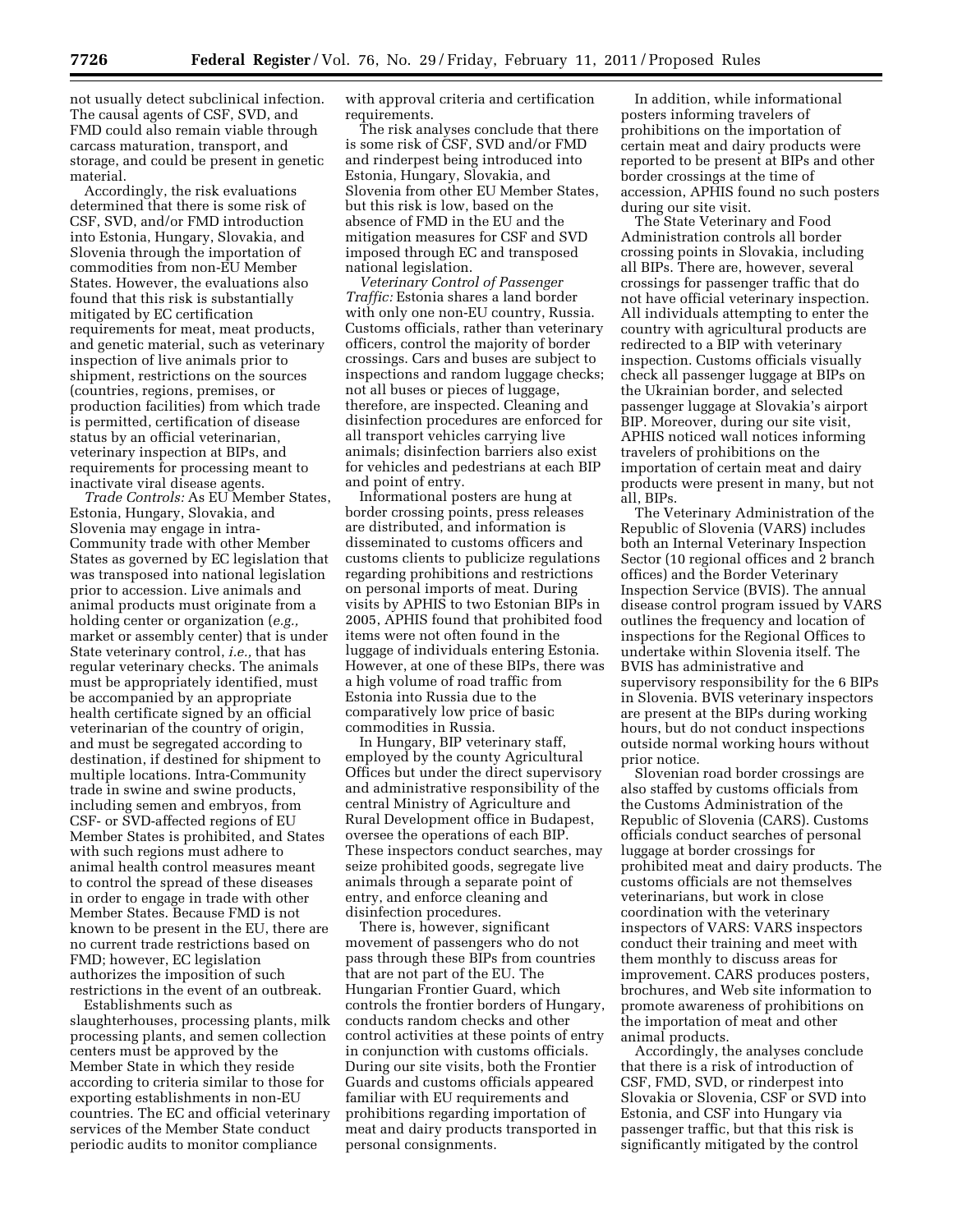not usually detect subclinical infection. The causal agents of CSF, SVD, and FMD could also remain viable through carcass maturation, transport, and storage, and could be present in genetic material.

Accordingly, the risk evaluations determined that there is some risk of CSF, SVD, and/or FMD introduction into Estonia, Hungary, Slovakia, and Slovenia through the importation of commodities from non-EU Member States. However, the evaluations also found that this risk is substantially mitigated by EC certification requirements for meat, meat products, and genetic material, such as veterinary inspection of live animals prior to shipment, restrictions on the sources (countries, regions, premises, or production facilities) from which trade is permitted, certification of disease status by an official veterinarian, veterinary inspection at BIPs, and requirements for processing meant to inactivate viral disease agents.

*Trade Controls:* As EU Member States, Estonia, Hungary, Slovakia, and Slovenia may engage in intra-Community trade with other Member States as governed by EC legislation that was transposed into national legislation prior to accession. Live animals and animal products must originate from a holding center or organization (*e.g.,* market or assembly center) that is under State veterinary control, *i.e.,* that has regular veterinary checks. The animals must be appropriately identified, must be accompanied by an appropriate health certificate signed by an official veterinarian of the country of origin, and must be segregated according to destination, if destined for shipment to multiple locations. Intra-Community trade in swine and swine products, including semen and embryos, from CSF- or SVD-affected regions of EU Member States is prohibited, and States with such regions must adhere to animal health control measures meant to control the spread of these diseases in order to engage in trade with other Member States. Because FMD is not known to be present in the EU, there are no current trade restrictions based on FMD; however, EC legislation authorizes the imposition of such restrictions in the event of an outbreak.

Establishments such as slaughterhouses, processing plants, milk processing plants, and semen collection centers must be approved by the Member State in which they reside according to criteria similar to those for exporting establishments in non-EU countries. The EC and official veterinary services of the Member State conduct periodic audits to monitor compliance with approval criteria and certification requirements.

The risk analyses conclude that there is some risk of CSF, SVD and/or FMD and rinderpest being introduced into Estonia, Hungary, Slovakia, and Slovenia from other EU Member States, but this risk is low, based on the absence of FMD in the EU and the mitigation measures for CSF and SVD imposed through EC and transposed national legislation.

*Veterinary Control of Passenger Traffic:* Estonia shares a land border with only one non-EU country, Russia. Customs officials, rather than veterinary officers, control the majority of border crossings. Cars and buses are subject to inspections and random luggage checks; not all buses or pieces of luggage, therefore, are inspected. Cleaning and disinfection procedures are enforced for all transport vehicles carrying live animals; disinfection barriers also exist for vehicles and pedestrians at each BIP and point of entry.

Informational posters are hung at border crossing points, press releases are distributed, and information is disseminated to customs officers and customs clients to publicize regulations regarding prohibitions and restrictions on personal imports of meat. During visits by APHIS to two Estonian BIPs in 2005, APHIS found that prohibited food items were not often found in the luggage of individuals entering Estonia. However, at one of these BIPs, there was a high volume of road traffic from Estonia into Russia due to the comparatively low price of basic commodities in Russia.

In Hungary, BIP veterinary staff, employed by the county Agricultural Offices but under the direct supervisory and administrative responsibility of the central Ministry of Agriculture and Rural Development office in Budapest, oversee the operations of each BIP. These inspectors conduct searches, may seize prohibited goods, segregate live animals through a separate point of entry, and enforce cleaning and disinfection procedures.

There is, however, significant movement of passengers who do not pass through these BIPs from countries that are not part of the EU. The Hungarian Frontier Guard, which controls the frontier borders of Hungary, conducts random checks and other control activities at these points of entry in conjunction with customs officials. During our site visits, both the Frontier Guards and customs officials appeared familiar with EU requirements and prohibitions regarding importation of meat and dairy products transported in personal consignments.

In addition, while informational posters informing travelers of prohibitions on the importation of certain meat and dairy products were reported to be present at BIPs and other border crossings at the time of accession, APHIS found no such posters during our site visit.

The State Veterinary and Food Administration controls all border crossing points in Slovakia, including all BIPs. There are, however, several crossings for passenger traffic that do not have official veterinary inspection. All individuals attempting to enter the country with agricultural products are redirected to a BIP with veterinary inspection. Customs officials visually check all passenger luggage at BIPs on the Ukrainian border, and selected passenger luggage at Slovakia's airport BIP. Moreover, during our site visit, APHIS noticed wall notices informing travelers of prohibitions on the importation of certain meat and dairy products were present in many, but not all, BIPs.

The Veterinary Administration of the Republic of Slovenia (VARS) includes both an Internal Veterinary Inspection Sector (10 regional offices and 2 branch offices) and the Border Veterinary Inspection Service (BVIS). The annual disease control program issued by VARS outlines the frequency and location of inspections for the Regional Offices to undertake within Slovenia itself. The BVIS has administrative and supervisory responsibility for the 6 BIPs in Slovenia. BVIS veterinary inspectors are present at the BIPs during working hours, but do not conduct inspections outside normal working hours without prior notice.

Slovenian road border crossings are also staffed by customs officials from the Customs Administration of the Republic of Slovenia (CARS). Customs officials conduct searches of personal luggage at border crossings for prohibited meat and dairy products. The customs officials are not themselves veterinarians, but work in close coordination with the veterinary inspectors of VARS: VARS inspectors conduct their training and meet with them monthly to discuss areas for improvement. CARS produces posters, brochures, and Web site information to promote awareness of prohibitions on the importation of meat and other animal products.

Accordingly, the analyses conclude that there is a risk of introduction of CSF, FMD, SVD, or rinderpest into Slovakia or Slovenia, CSF or SVD into Estonia, and CSF into Hungary via passenger traffic, but that this risk is significantly mitigated by the control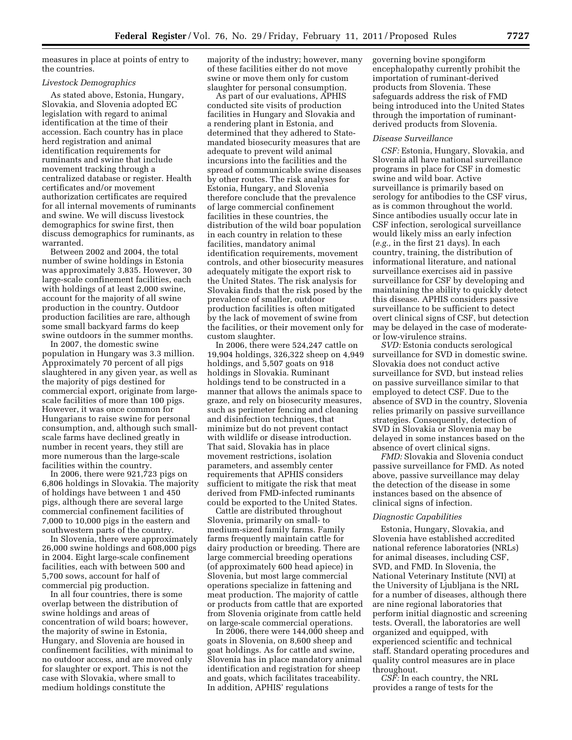measures in place at points of entry to the countries.

*Livestock Demographics*

As stated above, Estonia, Hungary, Slovakia, and Slovenia adopted EC legislation with regard to animal identification at the time of their accession. Each country has in place herd registration and animal identification requirements for ruminants and swine that include movement tracking through a centralized database or register. Health certificates and/or movement authorization certificates are required for all internal movements of ruminants and swine. We will discuss livestock demographics for swine first, then discuss demographics for ruminants, as warranted.

Between 2002 and 2004, the total number of swine holdings in Estonia was approximately 3,835. However, 30 large-scale confinement facilities, each with holdings of at least 2,000 swine, account for the majority of all swine production in the country. Outdoor production facilities are rare, although some small backyard farms do keep swine outdoors in the summer months.

In 2007, the domestic swine population in Hungary was 3.3 million. Approximately 70 percent of all pigs slaughtered in any given year, as well as the majority of pigs destined for commercial export, originate from large-scale facilities of more than 100 pigs. However, it was once common for Hungarians to raise swine for personal consumption, and, although such small-scale farms have declined greatly in number in recent years, they still are more numerous than the large-scale facilities within the country.

In 2006, there were 921,723 pigs on 6,806 holdings in Slovakia. The majority of holdings have between 1 and 450 pigs, although there are several large commercial confinement facilities of 7,000 to 10,000 pigs in the eastern and southwestern parts of the country.

In Slovenia, there were approximately 26,000 swine holdings and 608,000 pigs in 2004. Eight large-scale confinement facilities, each with between 500 and 5,700 sows, account for half of commercial pig production.

In all four countries, there is some overlap between the distribution of swine holdings and areas of concentration of wild boars; however, the majority of swine in Estonia, Hungary, and Slovenia are housed in confinement facilities, with minimal to no outdoor access, and are moved only for slaughter or export. This is not the case with Slovakia, where small to medium holdings constitute the majority of the industry; however, many of these facilities either do not move swine or move them only for custom slaughter for personal consumption.

As part of our evaluations, APHIS conducted site visits of production facilities in Hungary and Slovakia and a rendering plant in Estonia, and determined that they adhered to State-mandated biosecurity measures that are adequate to prevent wild animal incursions into the facilities and the spread of communicable swine diseases by other routes. The risk analyses for Estonia, Hungary, and Slovenia therefore conclude that the prevalence of large commercial confinement facilities in these countries, the distribution of the wild boar population in each country in relation to these facilities, mandatory animal identification requirements, movement controls, and other biosecurity measures adequately mitigate the export risk to the United States. The risk analysis for Slovakia finds that the risk posed by the prevalence of smaller, outdoor production facilities is often mitigated by the lack of movement of swine from the facilities, or their movement only for custom slaughter.

In 2006, there were 524,247 cattle on 19,904 holdings, 326,322 sheep on 4,949 holdings, and 5,507 goats on 918 holdings in Slovakia. Ruminant holdings tend to be constructed in a manner that allows the animals space to graze, and rely on biosecurity measures, such as perimeter fencing and cleaning and disinfection techniques, that minimize but do not prevent contact with wildlife or disease introduction. That said, Slovakia has in place movement restrictions, isolation parameters, and assembly center requirements that APHIS considers sufficient to mitigate the risk that meat derived from FMD-infected ruminants could be exported to the United States.

Cattle are distributed throughout Slovenia, primarily on small- to medium-sized family farms. Family farms frequently maintain cattle for dairy production or breeding. There are large commercial breeding operations (of approximately 600 head apiece) in Slovenia, but most large commercial operations specialize in fattening and meat production. The majority of cattle or products from cattle that are exported from Slovenia originate from cattle held on large-scale commercial operations.

In 2006, there were 144,000 sheep and goats in Slovenia, on 8,600 sheep and goat holdings. As for cattle and swine, Slovenia has in place mandatory animal identification and registration for sheep and goats, which facilitates traceability. In addition, APHIS' regulations governing bovine spongiform encephalopathy currently prohibit the importation of ruminant-derived products from Slovenia. These safeguards address the risk of FMD being introduced into the United States through the importation of ruminant-derived products from Slovenia.

*Disease Surveillance*

*CSF:* Estonia, Hungary, Slovakia, and Slovenia all have national surveillance programs in place for CSF in domestic swine and wild boar. Active surveillance is primarily based on serology for antibodies to the CSF virus, as is common throughout the world. Since antibodies usually occur late in CSF infection, serological surveillance would likely miss an early infection (*e.g.,* in the first 21 days). In each country, training, the distribution of informational literature, and national surveillance exercises aid in passive surveillance for CSF by developing and maintaining the ability to quickly detect this disease. APHIS considers passive surveillance to be sufficient to detect overt clinical signs of CSF, but detection may be delayed in the case of moderate- or low-virulence strains.

*SVD:* Estonia conducts serological surveillance for SVD in domestic swine. Slovakia does not conduct active surveillance for SVD, but instead relies on passive surveillance similar to that employed to detect CSF. Due to the absence of SVD in the country, Slovenia relies primarily on passive surveillance strategies. Consequently, detection of SVD in Slovakia or Slovenia may be delayed in some instances based on the absence of overt clinical signs.

*FMD:* Slovakia and Slovenia conduct passive surveillance for FMD. As noted above, passive surveillance may delay the detection of the disease in some instances based on the absence of clinical signs of infection.

*Diagnostic Capabilities*

Estonia, Hungary, Slovakia, and Slovenia have established accredited national reference laboratories (NRLs) for animal diseases, including CSF, SVD, and FMD. In Slovenia, the National Veterinary Institute (NVI) at the University of Ljubljana is the NRL for a number of diseases, although there are nine regional laboratories that perform initial diagnostic and screening tests. Overall, the laboratories are well organized and equipped, with experienced scientific and technical staff. Standard operating procedures and quality control measures are in place throughout.

*CSF:* In each country, the NRL provides a range of tests for the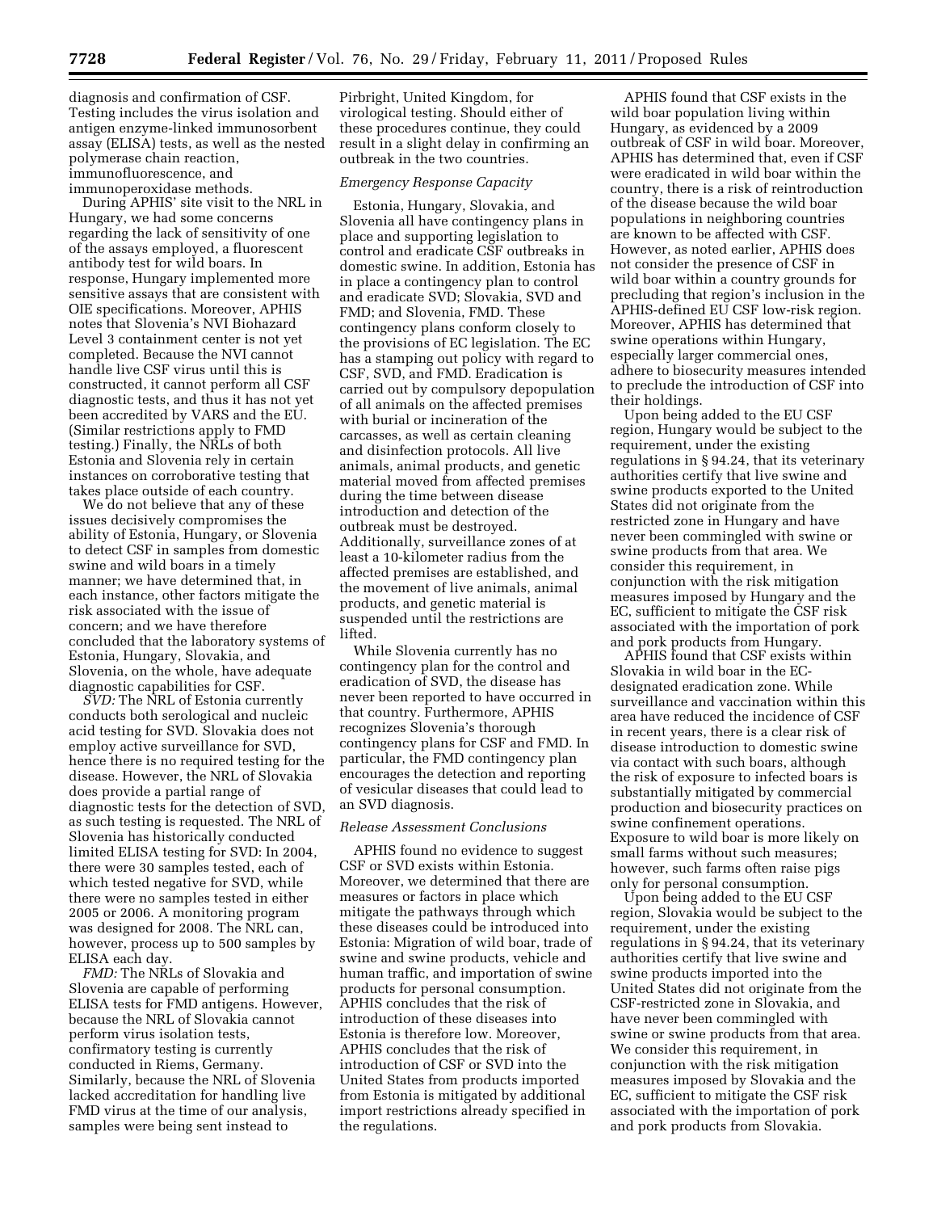diagnosis and confirmation of CSF. Testing includes the virus isolation and antigen enzyme-linked immunosorbent assay (ELISA) tests, as well as the nested polymerase chain reaction, immunofluorescence, and immunoperoxidase methods.

During APHIS' site visit to the NRL in Hungary, we had some concerns regarding the lack of sensitivity of one of the assays employed, a fluorescent antibody test for wild boars. In response, Hungary implemented more sensitive assays that are consistent with OIE specifications. Moreover, APHIS notes that Slovenia's NVI Biohazard Level 3 containment center is not yet completed. Because the NVI cannot handle live CSF virus until this is constructed, it cannot perform all CSF diagnostic tests, and thus it has not yet been accredited by VARS and the EU. (Similar restrictions apply to FMD testing.) Finally, the NRLs of both Estonia and Slovenia rely in certain instances on corroborative testing that takes place outside of each country.

We do not believe that any of these issues decisively compromises the ability of Estonia, Hungary, or Slovenia to detect CSF in samples from domestic swine and wild boars in a timely manner; we have determined that, in each instance, other factors mitigate the risk associated with the issue of concern; and we have therefore concluded that the laboratory systems of Estonia, Hungary, Slovakia, and Slovenia, on the whole, have adequate diagnostic capabilities for CSF.

*SVD:* The NRL of Estonia currently conducts both serological and nucleic acid testing for SVD. Slovakia does not employ active surveillance for SVD, hence there is no required testing for the disease. However, the NRL of Slovakia does provide a partial range of diagnostic tests for the detection of SVD, as such testing is requested. The NRL of Slovenia has historically conducted limited ELISA testing for SVD: In 2004, there were 30 samples tested, each of which tested negative for SVD, while there were no samples tested in either 2005 or 2006. A monitoring program was designed for 2008. The NRL can, however, process up to 500 samples by ELISA each day.

*FMD:* The NRLs of Slovakia and Slovenia are capable of performing ELISA tests for FMD antigens. However, because the NRL of Slovakia cannot perform virus isolation tests, confirmatory testing is currently conducted in Riems, Germany. Similarly, because the NRL of Slovenia lacked accreditation for handling live FMD virus at the time of our analysis, samples were being sent instead to Pirbright, United Kingdom, for virological testing. Should either of these procedures continue, they could result in a slight delay in confirming an outbreak in the two countries.

*Emergency Response Capacity*

Estonia, Hungary, Slovakia, and Slovenia all have contingency plans in place and supporting legislation to control and eradicate CSF outbreaks in domestic swine. In addition, Estonia has in place a contingency plan to control and eradicate SVD; Slovakia, SVD and FMD; and Slovenia, FMD. These contingency plans conform closely to the provisions of EC legislation. The EC has a stamping out policy with regard to CSF, SVD, and FMD. Eradication is carried out by compulsory depopulation of all animals on the affected premises with burial or incineration of the carcasses, as well as certain cleaning and disinfection protocols. All live animals, animal products, and genetic material moved from affected premises during the time between disease introduction and detection of the outbreak must be destroyed. Additionally, surveillance zones of at least a 10-kilometer radius from the affected premises are established, and the movement of live animals, animal products, and genetic material is suspended until the restrictions are lifted.

While Slovenia currently has no contingency plan for the control and eradication of SVD, the disease has never been reported to have occurred in that country. Furthermore, APHIS recognizes Slovenia's thorough contingency plans for CSF and FMD. In particular, the FMD contingency plan encourages the detection and reporting of vesicular diseases that could lead to an SVD diagnosis.

*Release Assessment Conclusions*

APHIS found no evidence to suggest CSF or SVD exists within Estonia. Moreover, we determined that there are measures or factors in place which mitigate the pathways through which these diseases could be introduced into Estonia: Migration of wild boar, trade of swine and swine products, vehicle and human traffic, and importation of swine products for personal consumption. APHIS concludes that the risk of introduction of these diseases into Estonia is therefore low. Moreover, APHIS concludes that the risk of introduction of CSF or SVD into the United States from products imported from Estonia is mitigated by additional import restrictions already specified in the regulations.

APHIS found that CSF exists in the wild boar population living within Hungary, as evidenced by a 2009 outbreak of CSF in wild boar. Moreover, APHIS has determined that, even if CSF were eradicated in wild boar within the country, there is a risk of reintroduction of the disease because the wild boar populations in neighboring countries are known to be affected with CSF. However, as noted earlier, APHIS does not consider the presence of CSF in wild boar within a country grounds for precluding that region's inclusion in the APHIS-defined EU CSF low-risk region. Moreover, APHIS has determined that swine operations within Hungary, especially larger commercial ones, adhere to biosecurity measures intended to preclude the introduction of CSF into their holdings.

Upon being added to the EU CSF region, Hungary would be subject to the requirement, under the existing regulations in § 94.24, that its veterinary authorities certify that live swine and swine products exported to the United States did not originate from the restricted zone in Hungary and have never been commingled with swine or swine products from that area. We consider this requirement, in conjunction with the risk mitigation measures imposed by Hungary and the EC, sufficient to mitigate the CSF risk associated with the importation of pork and pork products from Hungary.

APHIS found that CSF exists within Slovakia in wild boar in the EC-designated eradication zone. While surveillance and vaccination within this area have reduced the incidence of CSF in recent years, there is a clear risk of disease introduction to domestic swine via contact with such boars, although the risk of exposure to infected boars is substantially mitigated by commercial production and biosecurity practices on swine confinement operations. Exposure to wild boar is more likely on small farms without such measures; however, such farms often raise pigs only for personal consumption.

Upon being added to the EU CSF region, Slovakia would be subject to the requirement, under the existing regulations in § 94.24, that its veterinary authorities certify that live swine and swine products imported into the United States did not originate from the CSF-restricted zone in Slovakia, and have never been commingled with swine or swine products from that area. We consider this requirement, in conjunction with the risk mitigation measures imposed by Slovakia and the EC, sufficient to mitigate the CSF risk associated with the importation of pork and pork products from Slovakia.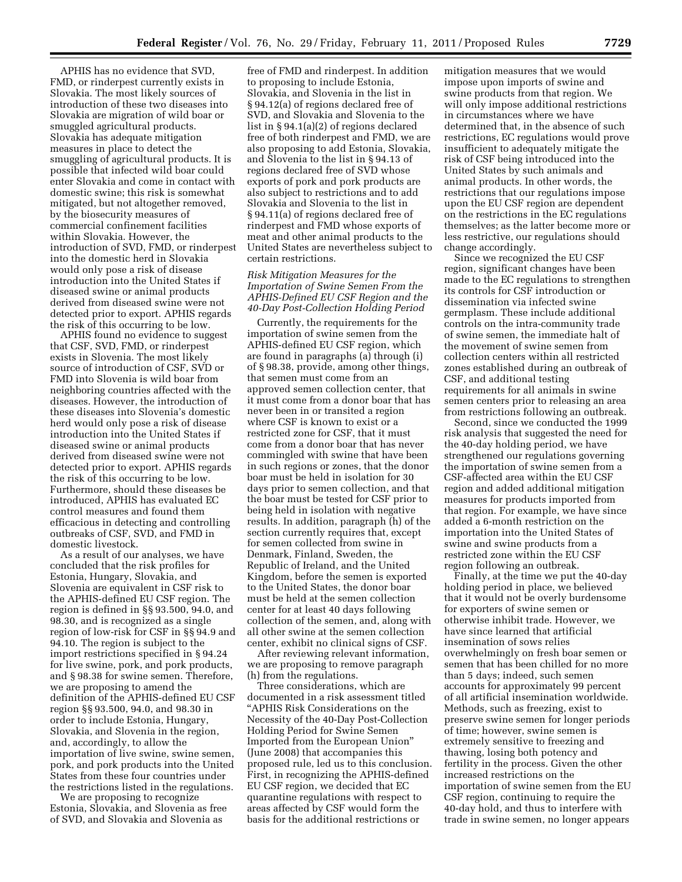APHIS has no evidence that SVD, FMD, or rinderpest currently exists in Slovakia. The most likely sources of introduction of these two diseases into Slovakia are migration of wild boar or smuggled agricultural products. Slovakia has adequate mitigation measures in place to detect the smuggling of agricultural products. It is possible that infected wild boar could enter Slovakia and come in contact with domestic swine; this risk is somewhat mitigated, but not altogether removed, by the biosecurity measures of commercial confinement facilities within Slovakia. However, the introduction of SVD, FMD, or rinderpest into the domestic herd in Slovakia would only pose a risk of disease introduction into the United States if diseased swine or animal products derived from diseased swine were not detected prior to export. APHIS regards the risk of this occurring to be low.

APHIS found no evidence to suggest that CSF, SVD, FMD, or rinderpest exists in Slovenia. The most likely source of introduction of CSF, SVD or FMD into Slovenia is wild boar from neighboring countries affected with the diseases. However, the introduction of these diseases into Slovenia's domestic herd would only pose a risk of disease introduction into the United States if diseased swine or animal products derived from diseased swine were not detected prior to export. APHIS regards the risk of this occurring to be low. Furthermore, should these diseases be introduced, APHIS has evaluated EC control measures and found them efficacious in detecting and controlling outbreaks of CSF, SVD, and FMD in domestic livestock.

As a result of our analyses, we have concluded that the risk profiles for Estonia, Hungary, Slovakia, and Slovenia are equivalent in CSF risk to the APHIS-defined EU CSF region. The region is defined in §§ 93.500, 94.0, and 98.30, and is recognized as a single region of low-risk for CSF in §§ 94.9 and 94.10. The region is subject to the import restrictions specified in § 94.24 for live swine, pork, and pork products, and § 98.38 for swine semen. Therefore, we are proposing to amend the definition of the APHIS-defined EU CSF region §§ 93.500, 94.0, and 98.30 in order to include Estonia, Hungary, Slovakia, and Slovenia in the region, and, accordingly, to allow the importation of live swine, swine semen, pork, and pork products into the United States from these four countries under the restrictions listed in the regulations.

We are proposing to recognize Estonia, Slovakia, and Slovenia as free of SVD, and Slovakia and Slovenia as free of FMD and rinderpest. In addition to proposing to include Estonia, Slovakia, and Slovenia in the list in § 94.12(a) of regions declared free of SVD, and Slovakia and Slovenia to the list in § 94.1(a)(2) of regions declared free of both rinderpest and FMD, we are also proposing to add Estonia, Slovakia, and Slovenia to the list in § 94.13 of regions declared free of SVD whose exports of pork and pork products are also subject to restrictions and to add Slovakia and Slovenia to the list in § 94.11(a) of regions declared free of rinderpest and FMD whose exports of meat and other animal products to the United States are nevertheless subject to certain restrictions.

### *Risk Mitigation Measures for the Importation of Swine Semen From the APHIS-Defined EU CSF Region and the 40-Day Post-Collection Holding Period*

Currently, the requirements for the importation of swine semen from the APHIS-defined EU CSF region, which are found in paragraphs (a) through (i) of § 98.38, provide, among other things, that semen must come from an approved semen collection center, that it must come from a donor boar that has never been in or transited a region where CSF is known to exist or a restricted zone for CSF, that it must come from a donor boar that has never commingled with swine that have been in such regions or zones, that the donor boar must be held in isolation for 30 days prior to semen collection, and that the boar must be tested for CSF prior to being held in isolation with negative results. In addition, paragraph (h) of the section currently requires that, except for semen collected from swine in Denmark, Finland, Sweden, the Republic of Ireland, and the United Kingdom, before the semen is exported to the United States, the donor boar must be held at the semen collection center for at least 40 days following collection of the semen, and, along with all other swine at the semen collection center, exhibit no clinical signs of CSF.

After reviewing relevant information, we are proposing to remove paragraph (h) from the regulations.

Three considerations, which are documented in a risk assessment titled "APHIS Risk Considerations on the Necessity of the 40-Day Post-Collection Holding Period for Swine Semen Imported from the European Union" (June 2008) that accompanies this proposed rule, led us to this conclusion. First, in recognizing the APHIS-defined EU CSF region, we decided that EC quarantine regulations with respect to areas affected by CSF would form the basis for the additional restrictions or mitigation measures that we would impose upon imports of swine and swine products from that region. We will only impose additional restrictions in circumstances where we have determined that, in the absence of such restrictions, EC regulations would prove insufficient to adequately mitigate the risk of CSF being introduced into the United States by such animals and animal products. In other words, the restrictions that our regulations impose upon the EU CSF region are dependent on the restrictions in the EC regulations themselves; as the latter become more or less restrictive, our regulations should change accordingly.

Since we recognized the EU CSF region, significant changes have been made to the EC regulations to strengthen its controls for CSF introduction or dissemination via infected swine germplasm. These include additional controls on the intra-community trade of swine semen, the immediate halt of the movement of swine semen from collection centers within all restricted zones established during an outbreak of CSF, and additional testing requirements for all animals in swine semen centers prior to releasing an area from restrictions following an outbreak.

Second, since we conducted the 1999 risk analysis that suggested the need for the 40-day holding period, we have strengthened our regulations governing the importation of swine semen from a CSF-affected area within the EU CSF region and added additional mitigation measures for products imported from that region. For example, we have since added a 6-month restriction on the importation into the United States of swine and swine products from a restricted zone within the EU CSF region following an outbreak.

Finally, at the time we put the 40-day holding period in place, we believed that it would not be overly burdensome for exporters of swine semen or otherwise inhibit trade. However, we have since learned that artificial insemination of sows relies overwhelmingly on fresh boar semen or semen that has been chilled for no more than 5 days; indeed, such semen accounts for approximately 99 percent of all artificial insemination worldwide. Methods, such as freezing, exist to preserve swine semen for longer periods of time; however, swine semen is extremely sensitive to freezing and thawing, losing both potency and fertility in the process. Given the other increased restrictions on the importation of swine semen from the EU CSF region, continuing to require the 40-day hold, and thus to interfere with trade in swine semen, no longer appears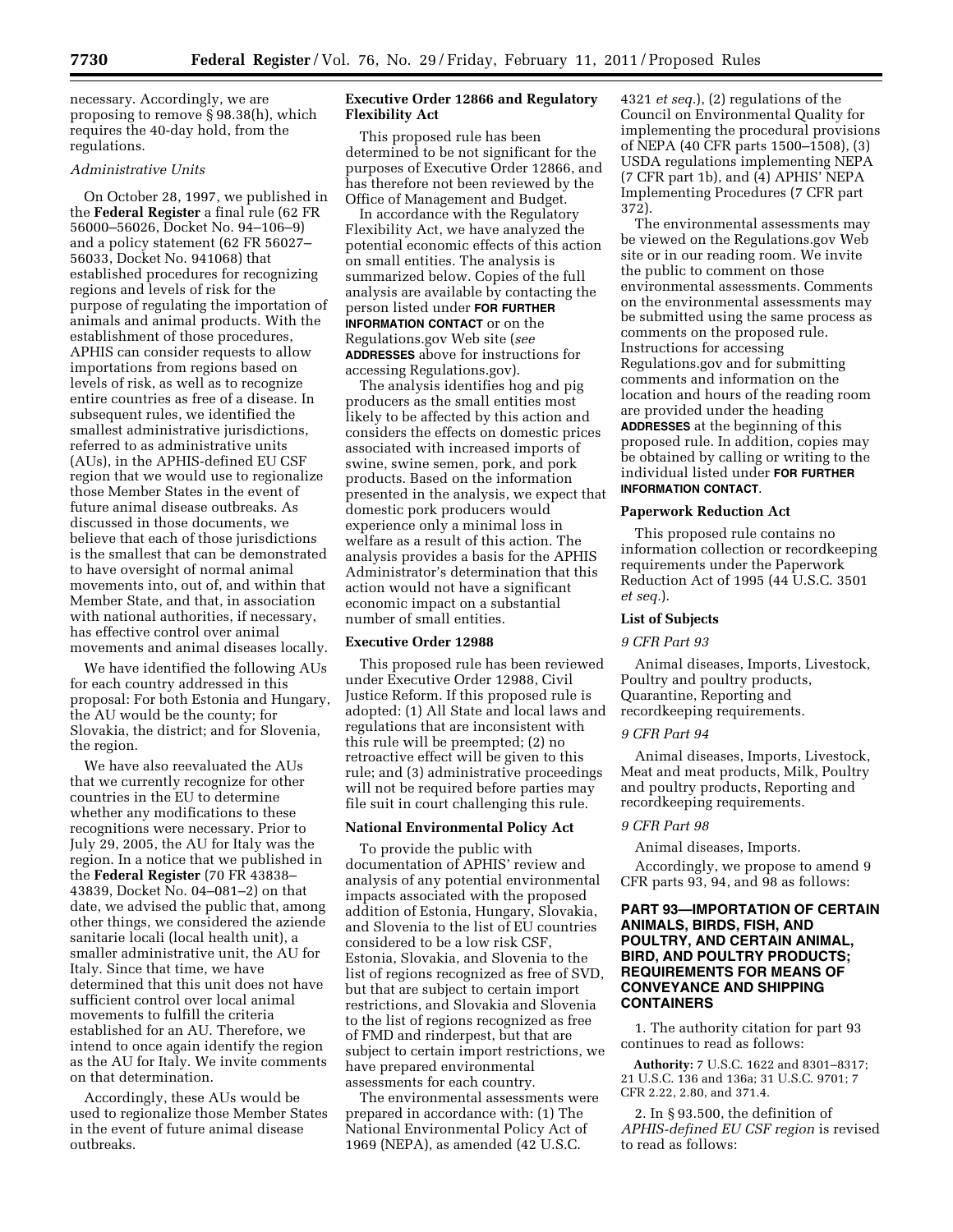necessary. Accordingly, we are proposing to remove § 98.38(h), which requires the 40-day hold, from the regulations.

*Administrative Units*

On October 28, 1997, we published in the **Federal Register** a final rule (62 FR 56000–56026, Docket No. 94–106–9) and a policy statement (62 FR 56027–56033, Docket No. 941068) that established procedures for recognizing regions and levels of risk for the purpose of regulating the importation of animals and animal products. With the establishment of those procedures, APHIS can consider requests to allow importations from regions based on levels of risk, as well as to recognize entire countries as free of a disease. In subsequent rules, we identified the smallest administrative jurisdictions, referred to as administrative units (AUs), in the APHIS-defined EU CSF region that we would use to regionalize those Member States in the event of future animal disease outbreaks. As discussed in those documents, we believe that each of those jurisdictions is the smallest that can be demonstrated to have oversight of normal animal movements into, out of, and within that Member State, and that, in association with national authorities, if necessary, has effective control over animal movements and animal diseases locally.

We have identified the following AUs for each country addressed in this proposal: For both Estonia and Hungary, the AU would be the county; for Slovakia, the district; and for Slovenia, the region.

We have also reevaluated the AUs that we currently recognize for other countries in the EU to determine whether any modifications to these recognitions were necessary. Prior to July 29, 2005, the AU for Italy was the region. In a notice that we published in the **Federal Register** (70 FR 43838–43839, Docket No. 04–081–2) on that date, we advised the public that, among other things, we considered the aziende sanitarie locali (local health unit), a smaller administrative unit, the AU for Italy. Since that time, we have determined that this unit does not have sufficient control over local animal movements to fulfill the criteria established for an AU. Therefore, we intend to once again identify the region as the AU for Italy. We invite comments on that determination.

Accordingly, these AUs would be used to regionalize those Member States in the event of future animal disease outbreaks.

**Executive Order 12866 and Regulatory Flexibility Act**

This proposed rule has been determined to be not significant for the purposes of Executive Order 12866, and has therefore not been reviewed by the Office of Management and Budget.

In accordance with the Regulatory Flexibility Act, we have analyzed the potential economic effects of this action on small entities. The analysis is summarized below. Copies of the full analysis are available by contacting the person listed under **FOR FURTHER INFORMATION CONTACT** or on the Regulations.gov Web site (*see* **ADDRESSES** above for instructions for accessing Regulations.gov).

The analysis identifies hog and pig producers as the small entities most likely to be affected by this action and considers the effects on domestic prices associated with increased imports of swine, swine semen, pork, and pork products. Based on the information presented in the analysis, we expect that domestic pork producers would experience only a minimal loss in welfare as a result of this action. The analysis provides a basis for the APHIS Administrator's determination that this action would not have a significant economic impact on a substantial number of small entities.

**Executive Order 12988**

This proposed rule has been reviewed under Executive Order 12988, Civil Justice Reform. If this proposed rule is adopted: (1) All State and local laws and regulations that are inconsistent with this rule will be preempted; (2) no retroactive effect will be given to this rule; and (3) administrative proceedings will not be required before parties may file suit in court challenging this rule.

**National Environmental Policy Act**

To provide the public with documentation of APHIS' review and analysis of any potential environmental impacts associated with the proposed addition of Estonia, Hungary, Slovakia, and Slovenia to the list of EU countries considered to be a low risk CSF, Estonia, Slovakia, and Slovenia to the list of regions recognized as free of SVD, but that are subject to certain import restrictions, and Slovakia and Slovenia to the list of regions recognized as free of FMD and rinderpest, but that are subject to certain import restrictions, we have prepared environmental assessments for each country.

The environmental assessments were prepared in accordance with: (1) The National Environmental Policy Act of 1969 (NEPA), as amended (42 U.S.C. 4321 *et seq.*), (2) regulations of the Council on Environmental Quality for implementing the procedural provisions of NEPA (40 CFR parts 1500–1508), (3) USDA regulations implementing NEPA (7 CFR part 1b), and (4) APHIS' NEPA Implementing Procedures (7 CFR part 372).

The environmental assessments may be viewed on the Regulations.gov Web site or in our reading room. We invite the public to comment on those environmental assessments. Comments on the environmental assessments may be submitted using the same process as comments on the proposed rule. Instructions for accessing Regulations.gov and for submitting comments and information on the location and hours of the reading room are provided under the heading **ADDRESSES** at the beginning of this proposed rule. In addition, copies may be obtained by calling or writing to the individual listed under **FOR FURTHER INFORMATION CONTACT**.

**Paperwork Reduction Act**

This proposed rule contains no information collection or recordkeeping requirements under the Paperwork Reduction Act of 1995 (44 U.S.C. 3501 *et seq.*).

**List of Subjects**

*9 CFR Part 93*

Animal diseases, Imports, Livestock, Poultry and poultry products, Quarantine, Reporting and recordkeeping requirements.

*9 CFR Part 94*

Animal diseases, Imports, Livestock, Meat and meat products, Milk, Poultry and poultry products, Reporting and recordkeeping requirements.

*9 CFR Part 98*

Animal diseases, Imports.

Accordingly, we propose to amend 9 CFR parts 93, 94, and 98 as follows:

## PART 93—IMPORTATION OF CERTAIN ANIMALS, BIRDS, FISH, AND POULTRY, AND CERTAIN ANIMAL, BIRD, AND POULTRY PRODUCTS; REQUIREMENTS FOR MEANS OF CONVEYANCE AND SHIPPING CONTAINERS

1. The authority citation for part 93 continues to read as follows:

**Authority:** 7 U.S.C. 1622 and 8301–8317; 21 U.S.C. 136 and 136a; 31 U.S.C. 9701; 7 CFR 2.22, 2.80, and 371.4.

2. In § 93.500, the definition of *APHIS-defined EU CSF region* is revised to read as follows: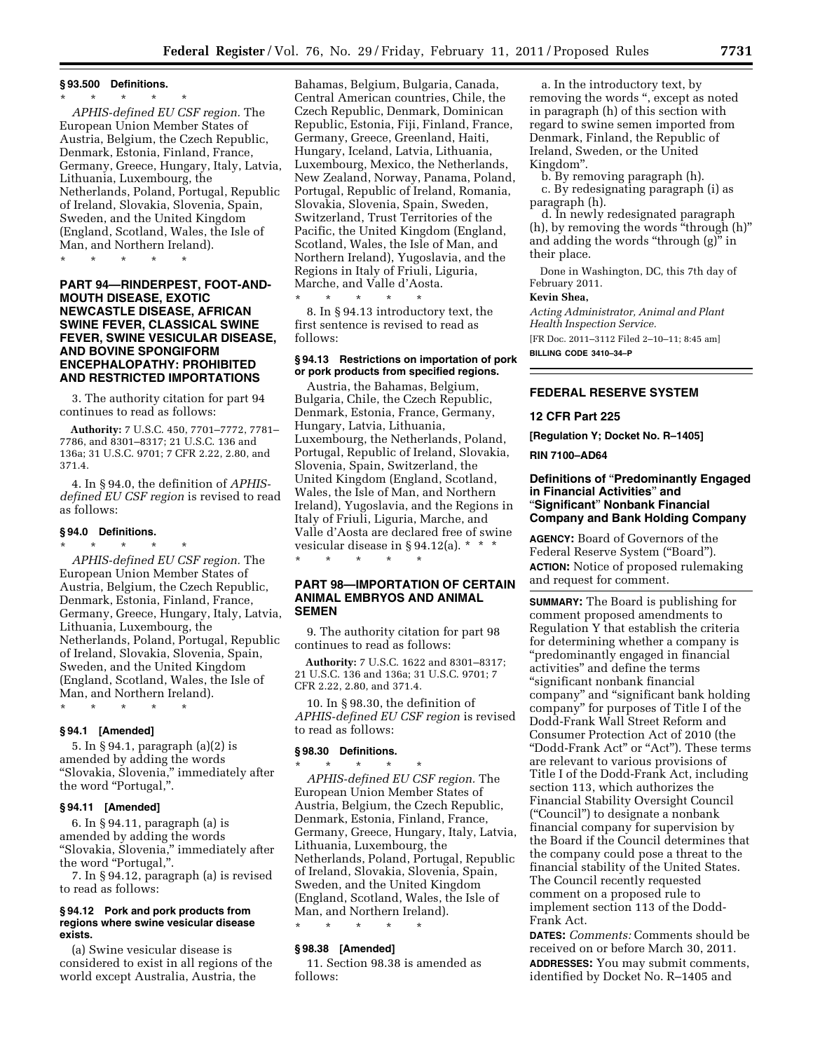## § 93.500 Definitions.

\* \* \* \* \*

*APHIS-defined EU CSF region.* The European Union Member States of Austria, Belgium, the Czech Republic, Denmark, Estonia, Finland, France, Germany, Greece, Hungary, Italy, Latvia, Lithuania, Luxembourg, the Netherlands, Poland, Portugal, Republic of Ireland, Slovakia, Slovenia, Spain, Sweden, and the United Kingdom (England, Scotland, Wales, the Isle of Man, and Northern Ireland).

\* \* \* \* \*

## PART 94—RINDERPEST, FOOT-AND-MOUTH DISEASE, EXOTIC NEWCASTLE DISEASE, AFRICAN SWINE FEVER, CLASSICAL SWINE FEVER, SWINE VESICULAR DISEASE, AND BOVINE SPONGIFORM ENCEPHALOPATHY: PROHIBITED AND RESTRICTED IMPORTATIONS

3. The authority citation for part 94 continues to read as follows:

**Authority:** 7 U.S.C. 450, 7701–7772, 7781–7786, and 8301–8317; 21 U.S.C. 136 and 136a; 31 U.S.C. 9701; 7 CFR 2.22, 2.80, and 371.4.

4. In § 94.0, the definition of *APHIS-defined EU CSF region* is revised to read as follows:

## § 94.0 Definitions.

\* \* \* \* \*

*APHIS-defined EU CSF region.* The European Union Member States of Austria, Belgium, the Czech Republic, Denmark, Estonia, Finland, France, Germany, Greece, Hungary, Italy, Latvia, Lithuania, Luxembourg, the Netherlands, Poland, Portugal, Republic of Ireland, Slovakia, Slovenia, Spain, Sweden, and the United Kingdom (England, Scotland, Wales, the Isle of Man, and Northern Ireland).

\* \* \* \* \*

## § 94.1 [Amended]

5. In § 94.1, paragraph (a)(2) is amended by adding the words "Slovakia, Slovenia," immediately after the word "Portugal,".

## § 94.11 [Amended]

6. In § 94.11, paragraph (a) is amended by adding the words "Slovakia, Slovenia," immediately after the word "Portugal,".

7. In § 94.12, paragraph (a) is revised to read as follows:

## § 94.12 Pork and pork products from regions where swine vesicular disease exists.

(a) Swine vesicular disease is considered to exist in all regions of the world except Australia, Austria, the Bahamas, Belgium, Bulgaria, Canada, Central American countries, Chile, the Czech Republic, Denmark, Dominican Republic, Estonia, Fiji, Finland, France, Germany, Greece, Greenland, Haiti, Hungary, Iceland, Latvia, Lithuania, Luxembourg, Mexico, the Netherlands, New Zealand, Norway, Panama, Poland, Portugal, Republic of Ireland, Romania, Slovakia, Slovenia, Spain, Sweden, Switzerland, Trust Territories of the Pacific, the United Kingdom (England, Scotland, Wales, the Isle of Man, and Northern Ireland), Yugoslavia, and the Regions in Italy of Friuli, Liguria, Marche, and Valle d'Aosta.

\* \* \* \* \*

8. In § 94.13 introductory text, the first sentence is revised to read as follows:

## § 94.13 Restrictions on importation of pork or pork products from specified regions.

Austria, the Bahamas, Belgium, Bulgaria, Chile, the Czech Republic, Denmark, Estonia, France, Germany, Hungary, Latvia, Lithuania, Luxembourg, the Netherlands, Poland, Portugal, Republic of Ireland, Slovakia, Slovenia, Spain, Switzerland, the United Kingdom (England, Scotland, Wales, the Isle of Man, and Northern Ireland), Yugoslavia, and the Regions in Italy of Friuli, Liguria, Marche, and Valle d'Aosta are declared free of swine vesicular disease in § 94.12(a). \* \* \*

\* \* \* \* \*

## PART 98—IMPORTATION OF CERTAIN ANIMAL EMBRYOS AND ANIMAL SEMEN

9. The authority citation for part 98 continues to read as follows:

**Authority:** 7 U.S.C. 1622 and 8301–8317; 21 U.S.C. 136 and 136a; 31 U.S.C. 9701; 7 CFR 2.22, 2.80, and 371.4.

10. In § 98.30, the definition of *APHIS-defined EU CSF region* is revised to read as follows:

## § 98.30 Definitions.

\* \* \* \* \*

*APHIS-defined EU CSF region.* The European Union Member States of Austria, Belgium, the Czech Republic, Denmark, Estonia, Finland, France, Germany, Greece, Hungary, Italy, Latvia, Lithuania, Luxembourg, the Netherlands, Poland, Portugal, Republic of Ireland, Slovakia, Slovenia, Spain, Sweden, and the United Kingdom (England, Scotland, Wales, the Isle of Man, and Northern Ireland).

\* \* \* \* \*

## § 98.38 [Amended]

11. Section 98.38 is amended as follows:

a. In the introductory text, by removing the words ", except as noted in paragraph (h) of this section with regard to swine semen imported from Denmark, Finland, the Republic of Ireland, Sweden, or the United Kingdom".

b. By removing paragraph (h).

c. By redesignating paragraph (i) as paragraph (h).

d. In newly redesignated paragraph (h), by removing the words "through (h)" and adding the words "through (g)" in their place.

Done in Washington, DC, this 7th day of February 2011.

**Kevin Shea,**

*Acting Administrator, Animal and Plant Health Inspection Service.*

[FR Doc. 2011–3112 Filed 2–10–11; 8:45 am]

**BILLING CODE 3410–34–P**

---

## FEDERAL RESERVE SYSTEM

## 12 CFR Part 225

**[Regulation Y; Docket No. R–1405]**

**RIN 7100–AD64**

## Definitions of "Predominantly Engaged in Financial Activities" and "Significant" Nonbank Financial Company and Bank Holding Company

**AGENCY:** Board of Governors of the Federal Reserve System ("Board").

**ACTION:** Notice of proposed rulemaking and request for comment.

**SUMMARY:** The Board is publishing for comment proposed amendments to Regulation Y that establish the criteria for determining whether a company is "predominantly engaged in financial activities" and define the terms "significant nonbank financial company" and "significant bank holding company" for purposes of Title I of the Dodd-Frank Wall Street Reform and Consumer Protection Act of 2010 (the "Dodd-Frank Act" or "Act"). These terms are relevant to various provisions of Title I of the Dodd-Frank Act, including section 113, which authorizes the Financial Stability Oversight Council ("Council") to designate a nonbank financial company for supervision by the Board if the Council determines that the company could pose a threat to the financial stability of the United States. The Council recently requested comment on a proposed rule to implement section 113 of the Dodd-Frank Act.

**DATES:** *Comments:* Comments should be received on or before March 30, 2011.

**ADDRESSES:** You may submit comments, identified by Docket No. R–1405 and